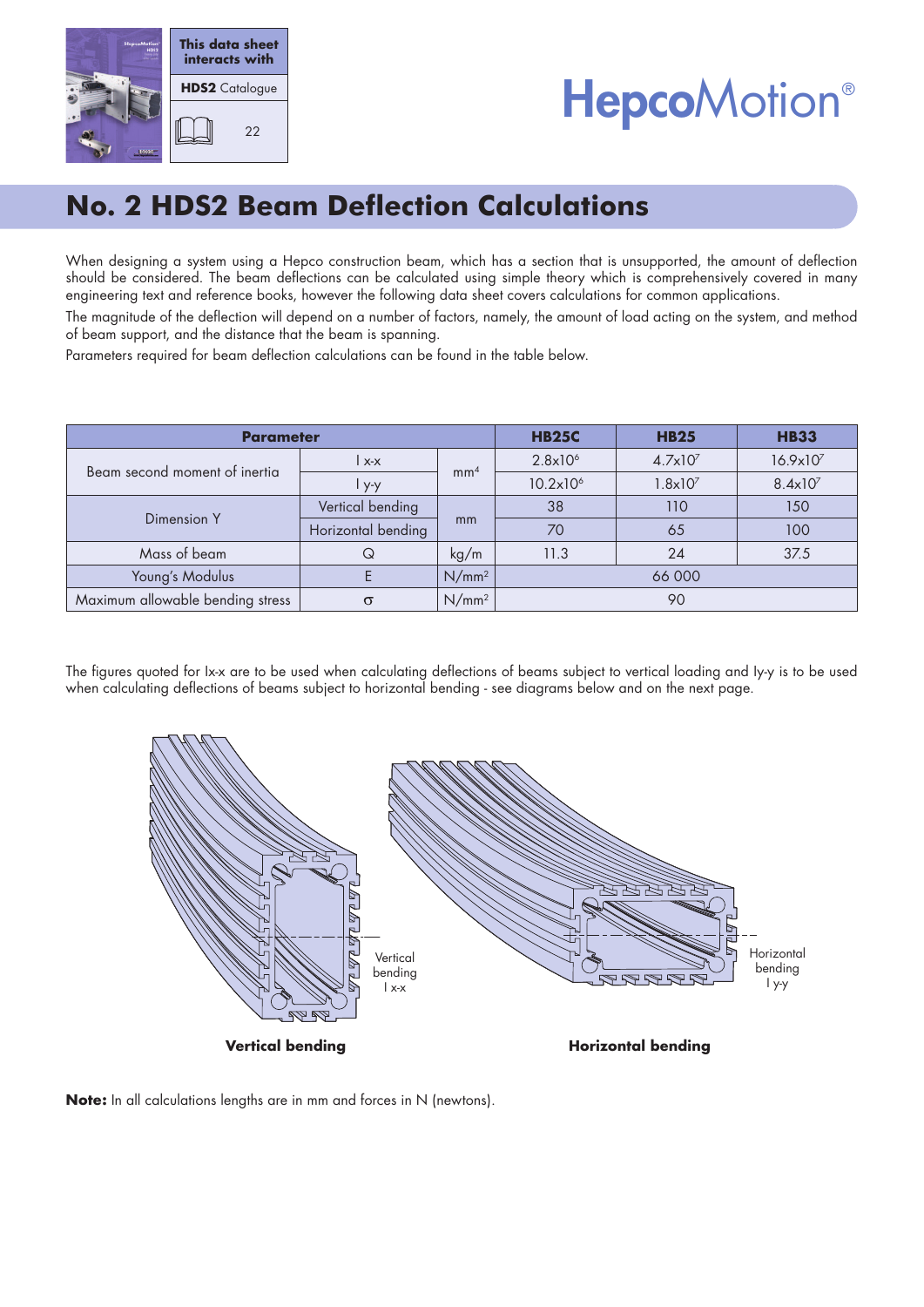This data sheet interacts with **HDS2** Catalogue 22

HepcoMotion®

# No. 2 HDS2 Beam Deflection Calculations

When designing a system using a Hepco construction beam, which has a section that is unsupported, the amount of deflection should be considered. The beam deflections can be calculated using simple theory which is comprehensively covered in many engineering text and reference books, however the following data sheet covers calculations for common applications.

The magnitude of the deflection will depend on a number of factors, namely, the amount of load acting on the system, and method of beam support, and the distance that the beam is spanning.

Parameters required for beam deflection calculations can be found in the table below.

| Parameter | | | HB25C | HB25 | HB33 |
|---|---|---|---|---|---|
| Beam second moment of inertia | I x-x | $mm^4$ | $2.8 \times 10^6$ | $4.7 \times 10^7$ | $16.9 \times 10^7$ |
| | I y-y | | $10.2 \times 10^6$ | $1.8 \times 10^7$ | $8.4 \times 10^7$ |
| Dimension Y | Vertical bending | mm | 38 | 110 | 150 |
| | Horizontal bending | | 70 | 65 | 100 |
| Mass of beam | Q | kg/m | 11.3 | 24 | 37.5 |
| Young's Modulus | E | $N/mm^2$ | 66 000 | | |
| Maximum allowable bending stress | $\sigma$ | $N/mm^2$ | 90 | | |

The figures quoted for Ix-x are to be used when calculating deflections of beams subject to vertical loading and Iy-y is to be used when calculating deflections of beams subject to horizontal bending - see diagrams below and on the next page.

Vertical bending I x-x

**Vertical bending**

Horizontal bending I y-y

**Horizontal bending**

**Note:** In all calculations lengths are in mm and forces in N (newtons).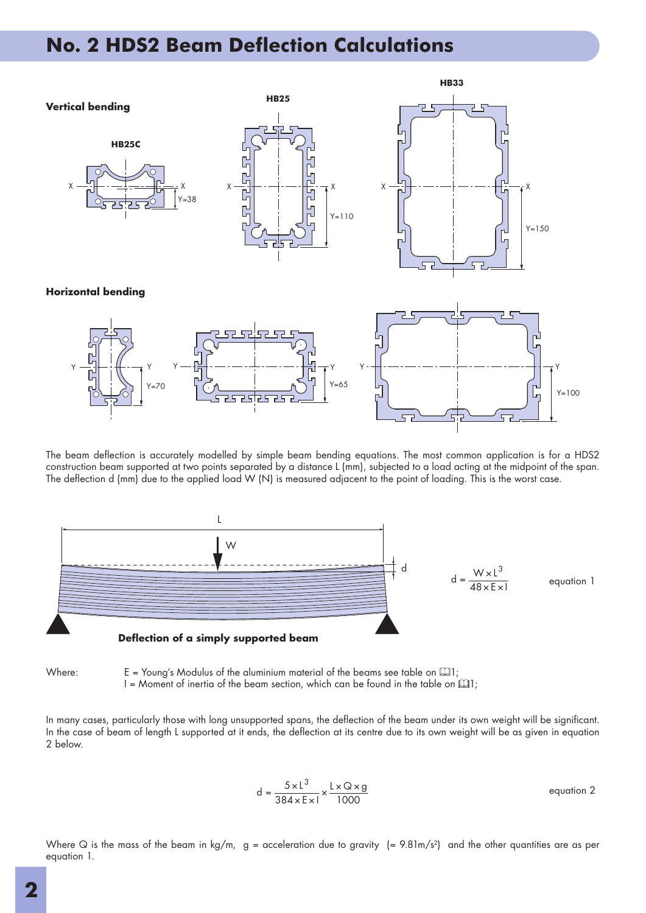# No. 2 HDS2 Beam Deflection Calculations

**Vertical bending**

HB25C — Y=38

HB25 — Y=110

HB33 — Y=150

**Horizontal bending**

Y=70

Y=65

Y=100

The beam deflection is accurately modelled by simple beam bending equations. The most common application is for a HDS2 construction beam supported at two points separated by a distance L (mm), subjected to a load acting at the midpoint of the span. The deflection d (mm) due to the applied load W (N) is measured adjacent to the point of loading. This is the worst case.

**Deflection of a simply supported beam**

$$d = \frac{W \times L^3}{48 \times E \times I} \qquad \text{equation 1}$$

Where: E = Young's Modulus of the aluminium material of the beams see table on 📖1;
I = Moment of inertia of the beam section, which can be found in the table on 📖1;

In many cases, particularly those with long unsupported spans, the deflection of the beam under its own weight will be significant. In the case of beam of length L supported at it ends, the deflection at its centre due to its own weight will be as given in equation 2 below.

$$d = \frac{5 \times L^3}{384 \times E \times I} \times \frac{L \times Q \times g}{1000} \qquad \text{equation 2}$$

Where Q is the mass of the beam in kg/m, g = acceleration due to gravity (= 9.81m/s²) and the other quantities are as per equation 1.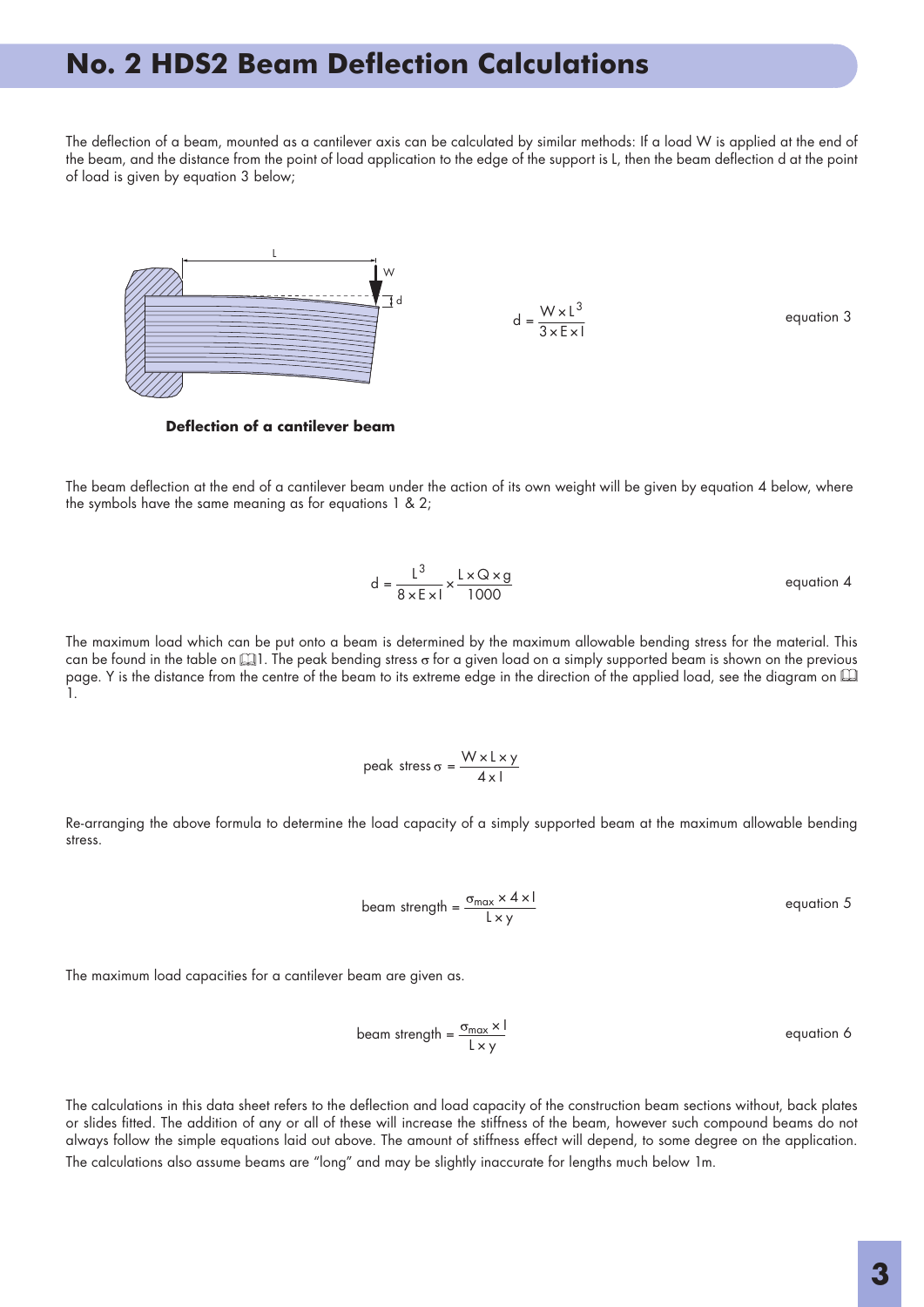# No. 2 HDS2 Beam Deflection Calculations

The deflection of a beam, mounted as a cantilever axis can be calculated by similar methods: If a load W is applied at the end of the beam, and the distance from the point of load application to the edge of the support is L, then the beam deflection d at the point of load is given by equation 3 below;

$$d = \frac{W \times L^3}{3 \times E \times I} \qquad \text{equation 3}$$

**Deflection of a cantilever beam**

The beam deflection at the end of a cantilever beam under the action of its own weight will be given by equation 4 below, where the symbols have the same meaning as for equations 1 & 2;

$$d = \frac{L^3}{8 \times E \times I} \times \frac{L \times Q \times g}{1000} \qquad \text{equation 4}$$

The maximum load which can be put onto a beam is determined by the maximum allowable bending stress for the material. This can be found in the table on 1. The peak bending stress $\sigma$ for a given load on a simply supported beam is shown on the previous page. Y is the distance from the centre of the beam to its extreme edge in the direction of the applied load, see the diagram on 1.

$$\text{peak stress } \sigma = \frac{W \times L \times y}{4 \times I}$$

Re-arranging the above formula to determine the load capacity of a simply supported beam at the maximum allowable bending stress.

$$\text{beam strength} = \frac{\sigma_{max} \times 4 \times I}{L \times y} \qquad \text{equation 5}$$

The maximum load capacities for a cantilever beam are given as.

$$\text{beam strength} = \frac{\sigma_{max} \times I}{L \times y} \qquad \text{equation 6}$$

The calculations in this data sheet refers to the deflection and load capacity of the construction beam sections without, back plates or slides fitted. The addition of any or all of these will increase the stiffness of the beam, however such compound beams do not always follow the simple equations laid out above. The amount of stiffness effect will depend, to some degree on the application. The calculations also assume beams are "long" and may be slightly inaccurate for lengths much below 1m.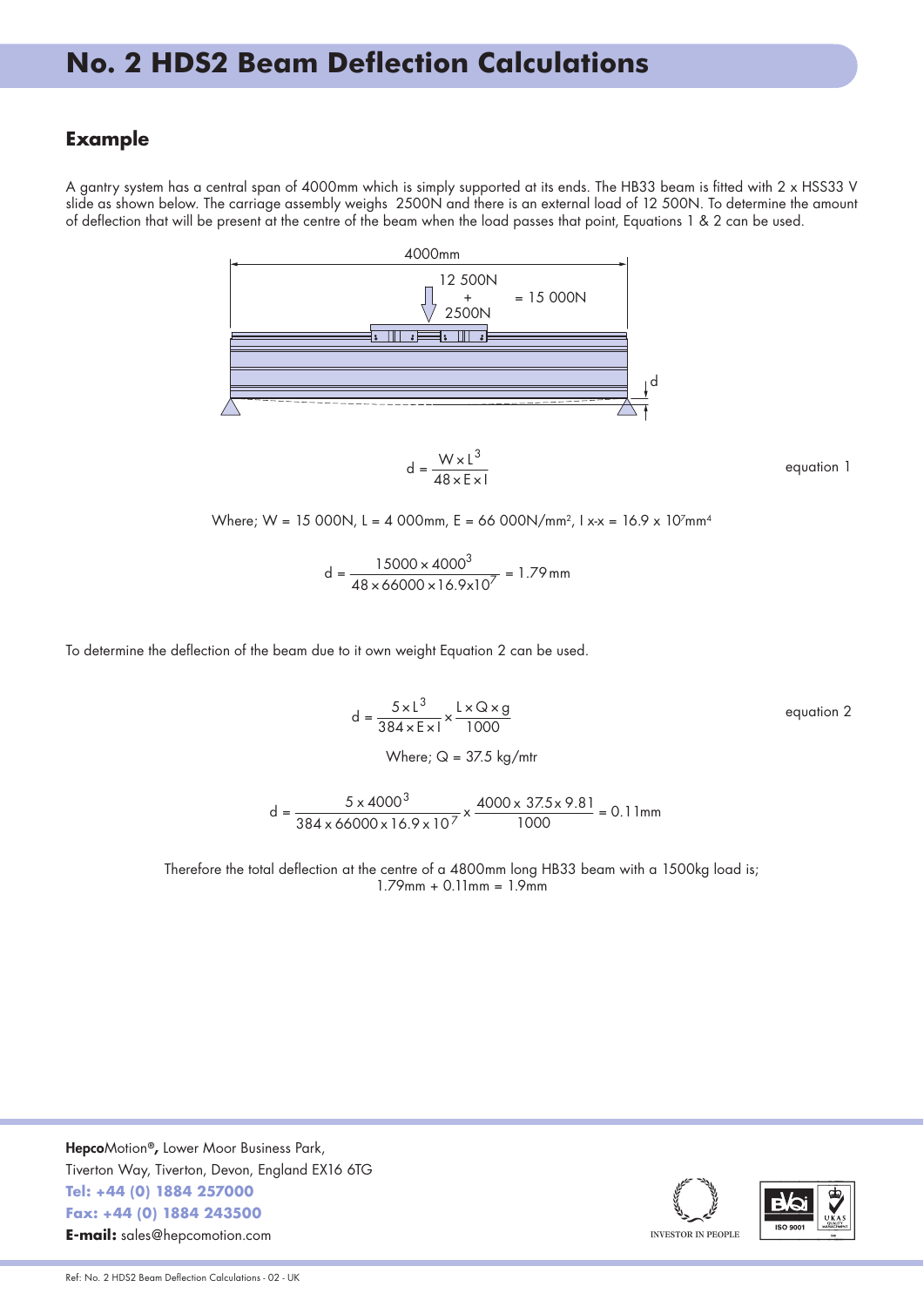# No. 2 HDS2 Beam Deflection Calculations

## Example

A gantry system has a central span of 4000mm which is simply supported at its ends. The HB33 beam is fitted with 2 x HSS33 V slide as shown below. The carriage assembly weighs 2500N and there is an external load of 12 500N. To determine the amount of deflection that will be present at the centre of the beam when the load passes that point, Equations 1 & 2 can be used.

4000mm

12 500N + 2500N = 15 000N

d

$$d = \frac{W \times L^3}{48 \times E \times I} \qquad \text{equation 1}$$

Where; W = 15 000N, L = 4 000mm, E = 66 000N/mm², I x-x = 16.9 x 10⁷mm⁴

$$d = \frac{15000 \times 4000^3}{48 \times 66000 \times 16.9 \text{x} 10^7} = 1.79\,\text{mm}$$

To determine the deflection of the beam due to it own weight Equation 2 can be used.

$$d = \frac{5 \times L^3}{384 \times E \times I} \times \frac{L \times Q \times g}{1000} \qquad \text{equation 2}$$

Where; Q = 37.5 kg/mtr

$$d = \frac{5 \times 4000^3}{384 \times 66000 \times 16.9 \times 10^7} \times \frac{4000 \times 37.5 \times 9.81}{1000} = 0.11\text{mm}$$

Therefore the total deflection at the centre of a 4800mm long HB33 beam with a 1500kg load is;
1.79mm + 0.11mm = 1.9mm

**Hepco**Motion®**,** Lower Moor Business Park,
Tiverton Way, Tiverton, Devon, England EX16 6TG
**Tel: +44 (0) 1884 257000**
**Fax: +44 (0) 1884 243500**
**E-mail:** sales@hepcomotion.com

Ref: No. 2 HDS2 Beam Deflection Calculations - 02 - UK